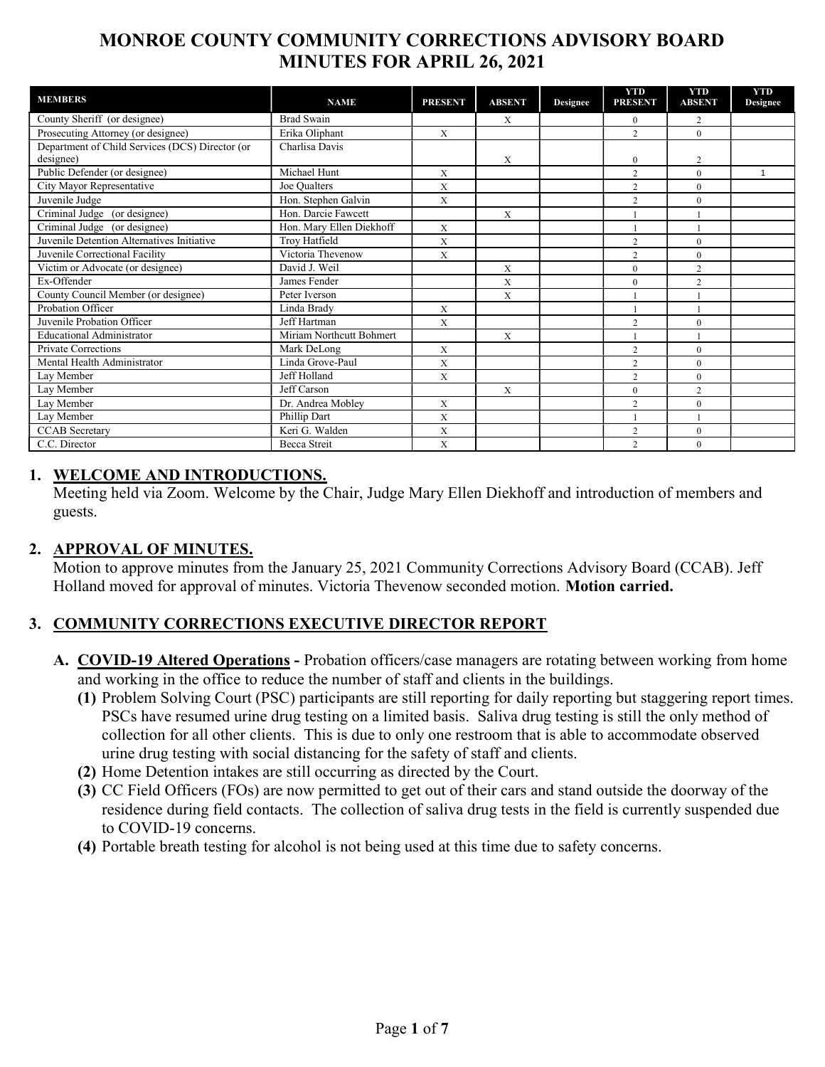# MONROE COUNTY COMMUNITY CORRECTIONS ADVISORY BOARD MINUTES FOR APRIL 26, 2021

| MEMBERS | NAME | PRESENT | ABSENT | Designee | YTD PRESENT | YTD ABSENT | YTD Designee |
|---|---|---|---|---|---|---|---|
| County Sheriff (or designee) | Brad Swain | | X | | 0 | 2 | |
| Prosecuting Attorney (or designee) | Erika Oliphant | X | | | 2 | 0 | |
| Department of Child Services (DCS) Director (or designee) | Charlisa Davis | | X | | 0 | 2 | |
| Public Defender (or designee) | Michael Hunt | X | | | 2 | 0 | 1 |
| City Mayor Representative | Joe Qualters | X | | | 2 | 0 | |
| Juvenile Judge | Hon. Stephen Galvin | X | | | 2 | 0 | |
| Criminal Judge (or designee) | Hon. Darcie Fawcett | | X | | 1 | 1 | |
| Criminal Judge (or designee) | Hon. Mary Ellen Diekhoff | X | | | 1 | 1 | |
| Juvenile Detention Alternatives Initiative | Troy Hatfield | X | | | 2 | 0 | |
| Juvenile Correctional Facility | Victoria Thevenow | X | | | 2 | 0 | |
| Victim or Advocate (or designee) | David J. Weil | | X | | 0 | 2 | |
| Ex-Offender | James Fender | | X | | 0 | 2 | |
| County Council Member (or designee) | Peter Iverson | | X | | 1 | 1 | |
| Probation Officer | Linda Brady | X | | | 1 | 1 | |
| Juvenile Probation Officer | Jeff Hartman | X | | | 2 | 0 | |
| Educational Administrator | Miriam Northcutt Bohmert | | X | | 1 | 1 | |
| Private Corrections | Mark DeLong | X | | | 2 | 0 | |
| Mental Health Administrator | Linda Grove-Paul | X | | | 2 | 0 | |
| Lay Member | Jeff Holland | X | | | 2 | 0 | |
| Lay Member | Jeff Carson | | X | | 0 | 2 | |
| Lay Member | Dr. Andrea Mobley | X | | | 2 | 0 | |
| Lay Member | Phillip Dart | X | | | 1 | 1 | |
| CCAB Secretary | Keri G. Walden | X | | | 2 | 0 | |
| C.C. Director | Becca Streit | X | | | 2 | 0 | |

## 1. WELCOME AND INTRODUCTIONS.

Meeting held via Zoom. Welcome by the Chair, Judge Mary Ellen Diekhoff and introduction of members and guests.

## 2. APPROVAL OF MINUTES.

Motion to approve minutes from the January 25, 2021 Community Corrections Advisory Board (CCAB). Jeff Holland moved for approval of minutes. Victoria Thevenow seconded motion. **Motion carried.**

## 3. COMMUNITY CORRECTIONS EXECUTIVE DIRECTOR REPORT

**A. COVID-19 Altered Operations -** Probation officers/case managers are rotating between working from home and working in the office to reduce the number of staff and clients in the buildings.

**(1)** Problem Solving Court (PSC) participants are still reporting for daily reporting but staggering report times. PSCs have resumed urine drug testing on a limited basis. Saliva drug testing is still the only method of collection for all other clients. This is due to only one restroom that is able to accommodate observed urine drug testing with social distancing for the safety of staff and clients.

**(2)** Home Detention intakes are still occurring as directed by the Court.

**(3)** CC Field Officers (FOs) are now permitted to get out of their cars and stand outside the doorway of the residence during field contacts. The collection of saliva drug tests in the field is currently suspended due to COVID-19 concerns.

**(4)** Portable breath testing for alcohol is not being used at this time due to safety concerns.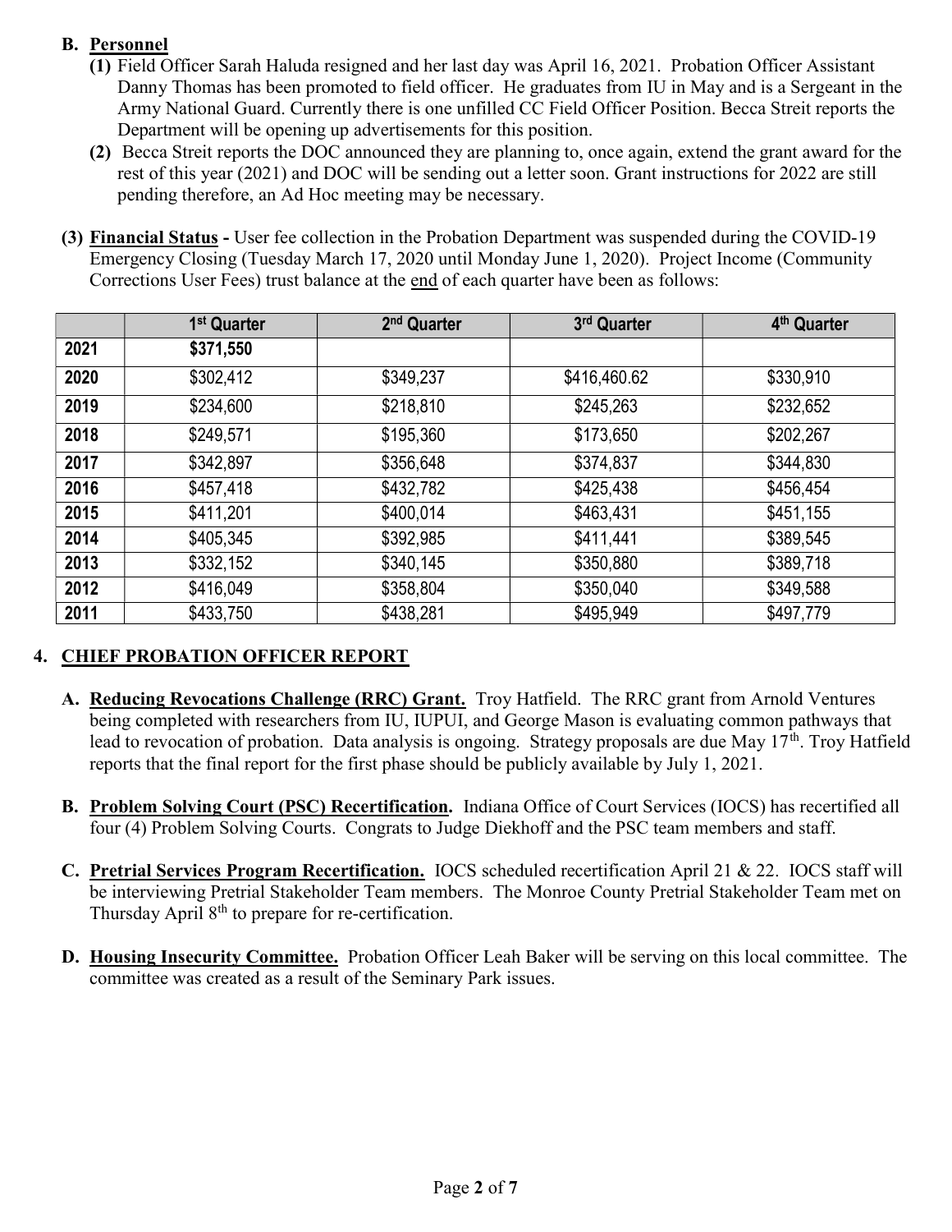### B. **Personnel**

**(1)** Field Officer Sarah Haluda resigned and her last day was April 16, 2021. Probation Officer Assistant Danny Thomas has been promoted to field officer. He graduates from IU in May and is a Sergeant in the Army National Guard. Currently there is one unfilled CC Field Officer Position. Becca Streit reports the Department will be opening up advertisements for this position.

**(2)** Becca Streit reports the DOC announced they are planning to, once again, extend the grant award for the rest of this year (2021) and DOC will be sending out a letter soon. Grant instructions for 2022 are still pending therefore, an Ad Hoc meeting may be necessary.

**(3) Financial Status -** User fee collection in the Probation Department was suspended during the COVID-19 Emergency Closing (Tuesday March 17, 2020 until Monday June 1, 2020). Project Income (Community Corrections User Fees) trust balance at the end of each quarter have been as follows:

| | 1st Quarter | 2nd Quarter | 3rd Quarter | 4th Quarter |
|---|---|---|---|---|
| **2021** | **$371,550** | | | |
| **2020** | $302,412 | $349,237 | $416,460.62 | $330,910 |
| **2019** | $234,600 | $218,810 | $245,263 | $232,652 |
| **2018** | $249,571 | $195,360 | $173,650 | $202,267 |
| **2017** | $342,897 | $356,648 | $374,837 | $344,830 |
| **2016** | $457,418 | $432,782 | $425,438 | $456,454 |
| **2015** | $411,201 | $400,014 | $463,431 | $451,155 |
| **2014** | $405,345 | $392,985 | $411,441 | $389,545 |
| **2013** | $332,152 | $340,145 | $350,880 | $389,718 |
| **2012** | $416,049 | $358,804 | $350,040 | $349,588 |
| **2011** | $433,750 | $438,281 | $495,949 | $497,779 |

## 4. CHIEF PROBATION OFFICER REPORT

**A. Reducing Revocations Challenge (RRC) Grant.** Troy Hatfield. The RRC grant from Arnold Ventures being completed with researchers from IU, IUPUI, and George Mason is evaluating common pathways that lead to revocation of probation. Data analysis is ongoing. Strategy proposals are due May 17th. Troy Hatfield reports that the final report for the first phase should be publicly available by July 1, 2021.

**B. Problem Solving Court (PSC) Recertification.** Indiana Office of Court Services (IOCS) has recertified all four (4) Problem Solving Courts. Congrats to Judge Diekhoff and the PSC team members and staff.

**C. Pretrial Services Program Recertification.** IOCS scheduled recertification April 21 & 22. IOCS staff will be interviewing Pretrial Stakeholder Team members. The Monroe County Pretrial Stakeholder Team met on Thursday April 8th to prepare for re-certification.

**D. Housing Insecurity Committee.** Probation Officer Leah Baker will be serving on this local committee. The committee was created as a result of the Seminary Park issues.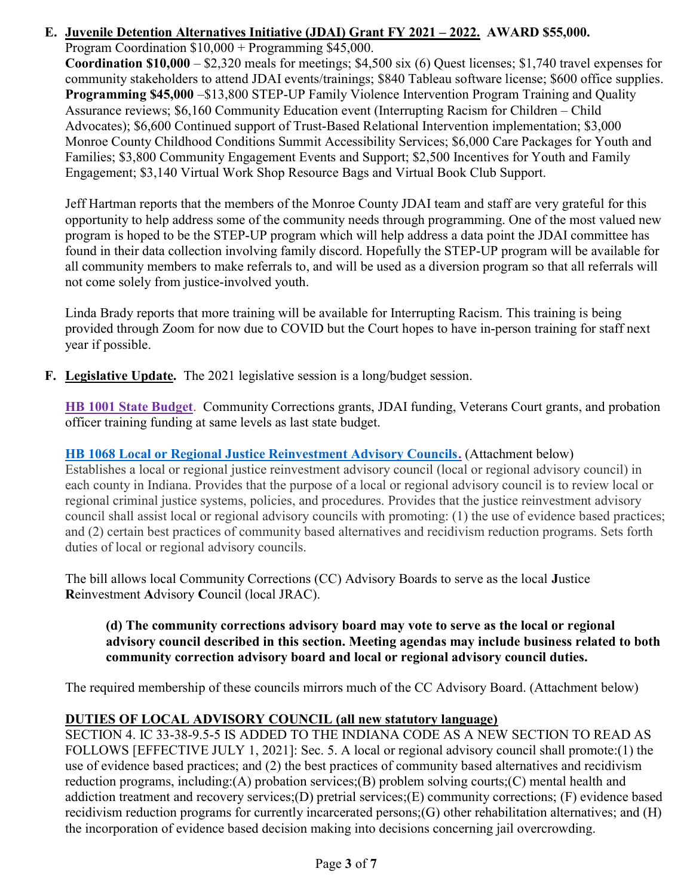**E. <u>Juvenile Detention Alternatives Initiative (JDAI) Grant FY 2021 – 2022.</u> AWARD $55,000.**

Program Coordination $10,000 + Programming $45,000.

**Coordination $10,000** – $2,320 meals for meetings; $4,500 six (6) Quest licenses; $1,740 travel expenses for community stakeholders to attend JDAI events/trainings; $840 Tableau software license; $600 office supplies. **Programming $45,000** –$13,800 STEP-UP Family Violence Intervention Program Training and Quality Assurance reviews; $6,160 Community Education event (Interrupting Racism for Children – Child Advocates); $6,600 Continued support of Trust-Based Relational Intervention implementation; $3,000 Monroe County Childhood Conditions Summit Accessibility Services; $6,000 Care Packages for Youth and Families; $3,800 Community Engagement Events and Support; $2,500 Incentives for Youth and Family Engagement; $3,140 Virtual Work Shop Resource Bags and Virtual Book Club Support.

Jeff Hartman reports that the members of the Monroe County JDAI team and staff are very grateful for this opportunity to help address some of the community needs through programming. One of the most valued new program is hoped to be the STEP-UP program which will help address a data point the JDAI committee has found in their data collection involving family discord. Hopefully the STEP-UP program will be available for all community members to make referrals to, and will be used as a diversion program so that all referrals will not come solely from justice-involved youth.

Linda Brady reports that more training will be available for Interrupting Racism. This training is being provided through Zoom for now due to COVID but the Court hopes to have in-person training for staff next year if possible.

**F. <u>Legislative Update.</u>** The 2021 legislative session is a long/budget session.

**<u>HB 1001 State Budget</u>**. Community Corrections grants, JDAI funding, Veterans Court grants, and probation officer training funding at same levels as last state budget.

**<u>HB 1068 Local or Regional Justice Reinvestment Advisory Councils.</u>** (Attachment below)
Establishes a local or regional justice reinvestment advisory council (local or regional advisory council) in each county in Indiana. Provides that the purpose of a local or regional advisory council is to review local or regional criminal justice systems, policies, and procedures. Provides that the justice reinvestment advisory council shall assist local or regional advisory councils with promoting: (1) the use of evidence based practices; and (2) certain best practices of community based alternatives and recidivism reduction programs. Sets forth duties of local or regional advisory councils.

The bill allows local Community Corrections (CC) Advisory Boards to serve as the local **J**ustice **R**einvestment **A**dvisory **C**ouncil (local JRAC).

> **(d) The community corrections advisory board may vote to serve as the local or regional advisory council described in this section. Meeting agendas may include business related to both community correction advisory board and local or regional advisory council duties.**

The required membership of these councils mirrors much of the CC Advisory Board. (Attachment below)

**<u>DUTIES OF LOCAL ADVISORY COUNCIL (all new statutory language)</u>**

SECTION 4. IC 33-38-9.5-5 IS ADDED TO THE INDIANA CODE AS A NEW SECTION TO READ AS FOLLOWS [EFFECTIVE JULY 1, 2021]: Sec. 5. A local or regional advisory council shall promote:(1) the use of evidence based practices; and (2) the best practices of community based alternatives and recidivism reduction programs, including:(A) probation services;(B) problem solving courts;(C) mental health and addiction treatment and recovery services;(D) pretrial services;(E) community corrections; (F) evidence based recidivism reduction programs for currently incarcerated persons;(G) other rehabilitation alternatives; and (H) the incorporation of evidence based decision making into decisions concerning jail overcrowding.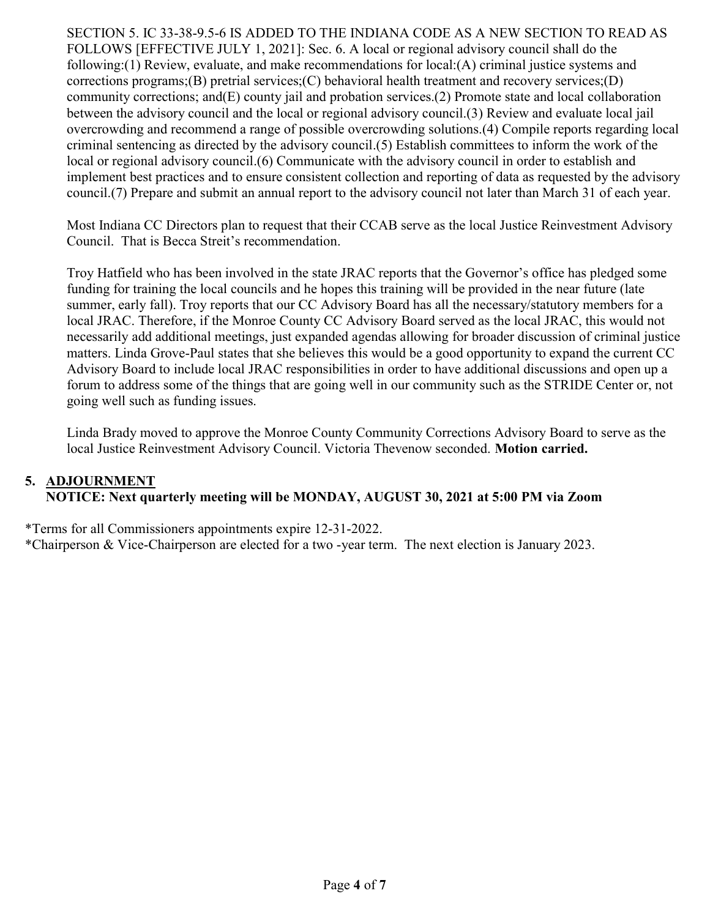SECTION 5. IC 33-38-9.5-6 IS ADDED TO THE INDIANA CODE AS A NEW SECTION TO READ AS FOLLOWS [EFFECTIVE JULY 1, 2021]: Sec. 6. A local or regional advisory council shall do the following:(1) Review, evaluate, and make recommendations for local:(A) criminal justice systems and corrections programs;(B) pretrial services;(C) behavioral health treatment and recovery services;(D) community corrections; and(E) county jail and probation services.(2) Promote state and local collaboration between the advisory council and the local or regional advisory council.(3) Review and evaluate local jail overcrowding and recommend a range of possible overcrowding solutions.(4) Compile reports regarding local criminal sentencing as directed by the advisory council.(5) Establish committees to inform the work of the local or regional advisory council.(6) Communicate with the advisory council in order to establish and implement best practices and to ensure consistent collection and reporting of data as requested by the advisory council.(7) Prepare and submit an annual report to the advisory council not later than March 31 of each year.

Most Indiana CC Directors plan to request that their CCAB serve as the local Justice Reinvestment Advisory Council. That is Becca Streit's recommendation.

Troy Hatfield who has been involved in the state JRAC reports that the Governor's office has pledged some funding for training the local councils and he hopes this training will be provided in the near future (late summer, early fall). Troy reports that our CC Advisory Board has all the necessary/statutory members for a local JRAC. Therefore, if the Monroe County CC Advisory Board served as the local JRAC, this would not necessarily add additional meetings, just expanded agendas allowing for broader discussion of criminal justice matters. Linda Grove-Paul states that she believes this would be a good opportunity to expand the current CC Advisory Board to include local JRAC responsibilities in order to have additional discussions and open up a forum to address some of the things that are going well in our community such as the STRIDE Center or, not going well such as funding issues.

Linda Brady moved to approve the Monroe County Community Corrections Advisory Board to serve as the local Justice Reinvestment Advisory Council. Victoria Thevenow seconded. **Motion carried.**

## 5. ADJOURNMENT

**NOTICE: Next quarterly meeting will be MONDAY, AUGUST 30, 2021 at 5:00 PM via Zoom**

*Terms for all Commissioners appointments expire 12-31-2022.
*Chairperson & Vice-Chairperson are elected for a two -year term. The next election is January 2023.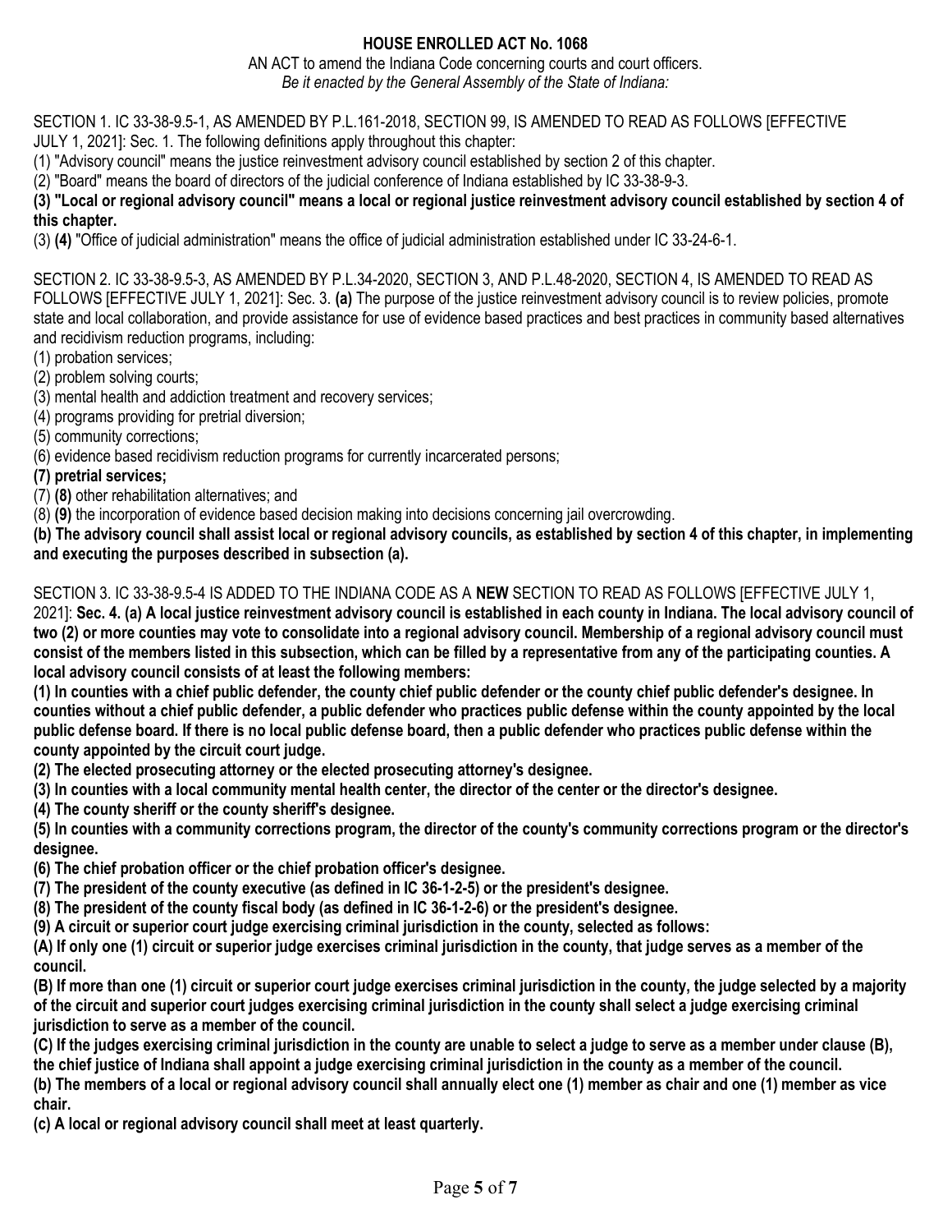**HOUSE ENROLLED ACT No. 1068**

AN ACT to amend the Indiana Code concerning courts and court officers.

*Be it enacted by the General Assembly of the State of Indiana:*

SECTION 1. IC 33-38-9.5-1, AS AMENDED BY P.L.161-2018, SECTION 99, IS AMENDED TO READ AS FOLLOWS [EFFECTIVE JULY 1, 2021]: Sec. 1. The following definitions apply throughout this chapter:

(1) "Advisory council" means the justice reinvestment advisory council established by section 2 of this chapter.

(2) "Board" means the board of directors of the judicial conference of Indiana established by IC 33-38-9-3.

**(3) "Local or regional advisory council" means a local or regional justice reinvestment advisory council established by section 4 of this chapter.**

(3) **(4)** "Office of judicial administration" means the office of judicial administration established under IC 33-24-6-1.

SECTION 2. IC 33-38-9.5-3, AS AMENDED BY P.L.34-2020, SECTION 3, AND P.L.48-2020, SECTION 4, IS AMENDED TO READ AS FOLLOWS [EFFECTIVE JULY 1, 2021]: Sec. 3. **(a)** The purpose of the justice reinvestment advisory council is to review policies, promote state and local collaboration, and provide assistance for use of evidence based practices and best practices in community based alternatives and recidivism reduction programs, including:

(1) probation services;

(2) problem solving courts;

(3) mental health and addiction treatment and recovery services;

(4) programs providing for pretrial diversion;

(5) community corrections;

(6) evidence based recidivism reduction programs for currently incarcerated persons;

**(7) pretrial services;**

(7) **(8)** other rehabilitation alternatives; and

(8) **(9)** the incorporation of evidence based decision making into decisions concerning jail overcrowding.

**(b) The advisory council shall assist local or regional advisory councils, as established by section 4 of this chapter, in implementing and executing the purposes described in subsection (a).**

SECTION 3. IC 33-38-9.5-4 IS ADDED TO THE INDIANA CODE AS A **NEW** SECTION TO READ AS FOLLOWS [EFFECTIVE JULY 1, 2021]: **Sec. 4. (a) A local justice reinvestment advisory council is established in each county in Indiana. The local advisory council of two (2) or more counties may vote to consolidate into a regional advisory council. Membership of a regional advisory council must consist of the members listed in this subsection, which can be filled by a representative from any of the participating counties. A local advisory council consists of at least the following members:**

**(1) In counties with a chief public defender, the county chief public defender or the county chief public defender's designee. In counties without a chief public defender, a public defender who practices public defense within the county appointed by the local public defense board. If there is no local public defense board, then a public defender who practices public defense within the county appointed by the circuit court judge.**

**(2) The elected prosecuting attorney or the elected prosecuting attorney's designee.**

**(3) In counties with a local community mental health center, the director of the center or the director's designee.**

**(4) The county sheriff or the county sheriff's designee.**

**(5) In counties with a community corrections program, the director of the county's community corrections program or the director's designee.**

**(6) The chief probation officer or the chief probation officer's designee.**

**(7) The president of the county executive (as defined in IC 36-1-2-5) or the president's designee.**

**(8) The president of the county fiscal body (as defined in IC 36-1-2-6) or the president's designee.**

**(9) A circuit or superior court judge exercising criminal jurisdiction in the county, selected as follows:**

**(A) If only one (1) circuit or superior judge exercises criminal jurisdiction in the county, that judge serves as a member of the council.**

**(B) If more than one (1) circuit or superior court judge exercises criminal jurisdiction in the county, the judge selected by a majority of the circuit and superior court judges exercising criminal jurisdiction in the county shall select a judge exercising criminal jurisdiction to serve as a member of the council.**

**(C) If the judges exercising criminal jurisdiction in the county are unable to select a judge to serve as a member under clause (B), the chief justice of Indiana shall appoint a judge exercising criminal jurisdiction in the county as a member of the council.**

**(b) The members of a local or regional advisory council shall annually elect one (1) member as chair and one (1) member as vice chair.**

**(c) A local or regional advisory council shall meet at least quarterly.**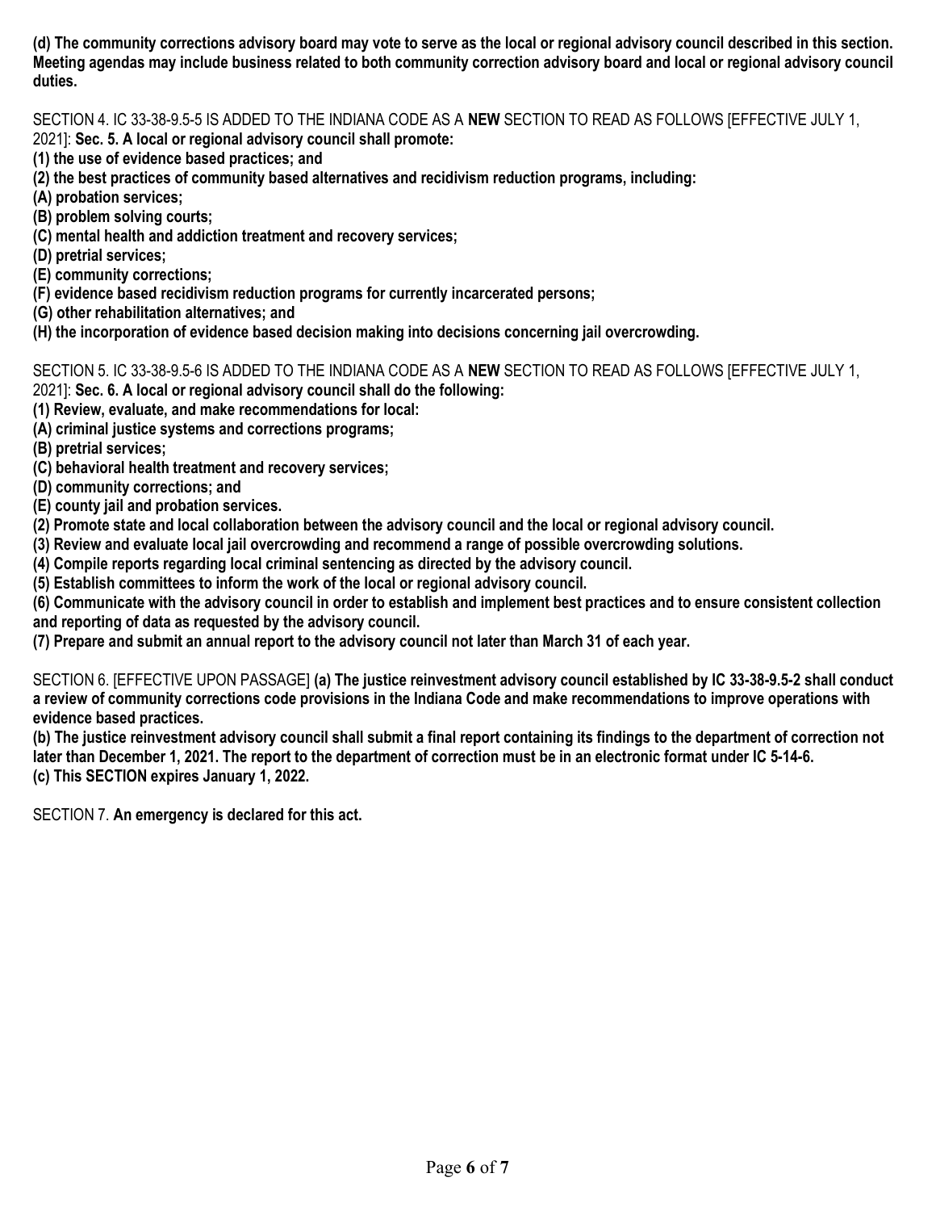**(d) The community corrections advisory board may vote to serve as the local or regional advisory council described in this section. Meeting agendas may include business related to both community correction advisory board and local or regional advisory council duties.**

SECTION 4. IC 33-38-9.5-5 IS ADDED TO THE INDIANA CODE AS A **NEW** SECTION TO READ AS FOLLOWS [EFFECTIVE JULY 1, 2021]: **Sec. 5. A local or regional advisory council shall promote:**
**(1) the use of evidence based practices; and**
**(2) the best practices of community based alternatives and recidivism reduction programs, including:**
**(A) probation services;**
**(B) problem solving courts;**
**(C) mental health and addiction treatment and recovery services;**
**(D) pretrial services;**
**(E) community corrections;**
**(F) evidence based recidivism reduction programs for currently incarcerated persons;**
**(G) other rehabilitation alternatives; and**
**(H) the incorporation of evidence based decision making into decisions concerning jail overcrowding.**

SECTION 5. IC 33-38-9.5-6 IS ADDED TO THE INDIANA CODE AS A **NEW** SECTION TO READ AS FOLLOWS [EFFECTIVE JULY 1, 2021]: **Sec. 6. A local or regional advisory council shall do the following:**
**(1) Review, evaluate, and make recommendations for local:**
**(A) criminal justice systems and corrections programs;**
**(B) pretrial services;**
**(C) behavioral health treatment and recovery services;**
**(D) community corrections; and**
**(E) county jail and probation services.**
**(2) Promote state and local collaboration between the advisory council and the local or regional advisory council.**
**(3) Review and evaluate local jail overcrowding and recommend a range of possible overcrowding solutions.**
**(4) Compile reports regarding local criminal sentencing as directed by the advisory council.**
**(5) Establish committees to inform the work of the local or regional advisory council.**
**(6) Communicate with the advisory council in order to establish and implement best practices and to ensure consistent collection and reporting of data as requested by the advisory council.**
**(7) Prepare and submit an annual report to the advisory council not later than March 31 of each year.**

SECTION 6. [EFFECTIVE UPON PASSAGE] **(a) The justice reinvestment advisory council established by IC 33-38-9.5-2 shall conduct a review of community corrections code provisions in the Indiana Code and make recommendations to improve operations with evidence based practices.**
**(b) The justice reinvestment advisory council shall submit a final report containing its findings to the department of correction not later than December 1, 2021. The report to the department of correction must be in an electronic format under IC 5-14-6.**
**(c) This SECTION expires January 1, 2022.**

SECTION 7. **An emergency is declared for this act.**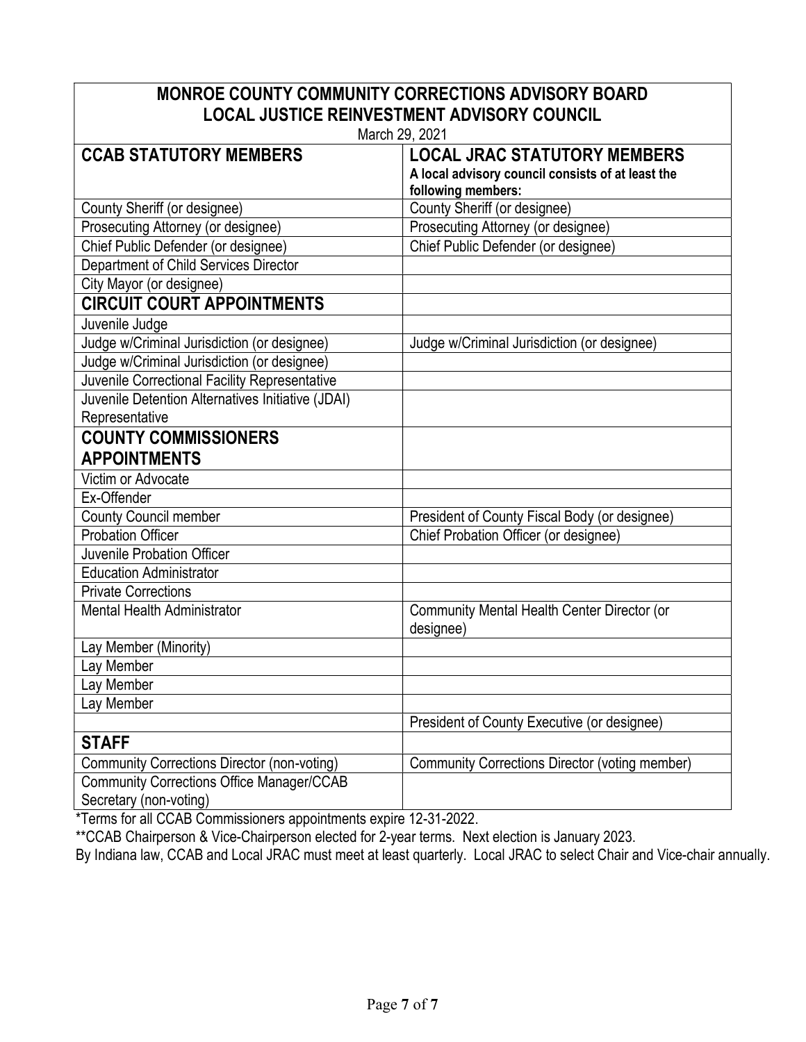| MONROE COUNTY COMMUNITY CORRECTIONS ADVISORY BOARD<br>LOCAL JUSTICE REINVESTMENT ADVISORY COUNCIL<br>March 29, 2021 | |
|---|---|
| **CCAB STATUTORY MEMBERS** | **LOCAL JRAC STATUTORY MEMBERS**<br>**A local advisory council consists of at least the following members:** |
| County Sheriff (or designee) | County Sheriff (or designee) |
| Prosecuting Attorney (or designee) | Prosecuting Attorney (or designee) |
| Chief Public Defender (or designee) | Chief Public Defender (or designee) |
| Department of Child Services Director | |
| City Mayor (or designee) | |
| **CIRCUIT COURT APPOINTMENTS** | |
| Juvenile Judge | |
| Judge w/Criminal Jurisdiction (or designee) | Judge w/Criminal Jurisdiction (or designee) |
| Judge w/Criminal Jurisdiction (or designee) | |
| Juvenile Correctional Facility Representative | |
| Juvenile Detention Alternatives Initiative (JDAI) Representative | |
| **COUNTY COMMISSIONERS APPOINTMENTS** | |
| Victim or Advocate | |
| Ex-Offender | |
| County Council member | President of County Fiscal Body (or designee) |
| Probation Officer | Chief Probation Officer (or designee) |
| Juvenile Probation Officer | |
| Education Administrator | |
| Private Corrections | |
| Mental Health Administrator | Community Mental Health Center Director (or designee) |
| Lay Member (Minority) | |
| Lay Member | |
| Lay Member | |
| Lay Member | |
| | President of County Executive (or designee) |
| **STAFF** | |
| Community Corrections Director (non-voting) | Community Corrections Director (voting member) |
| Community Corrections Office Manager/CCAB Secretary (non-voting) | |

*Terms for all CCAB Commissioners appointments expire 12-31-2022.

**CCAB Chairperson & Vice-Chairperson elected for 2-year terms. Next election is January 2023.

By Indiana law, CCAB and Local JRAC must meet at least quarterly. Local JRAC to select Chair and Vice-chair annually.